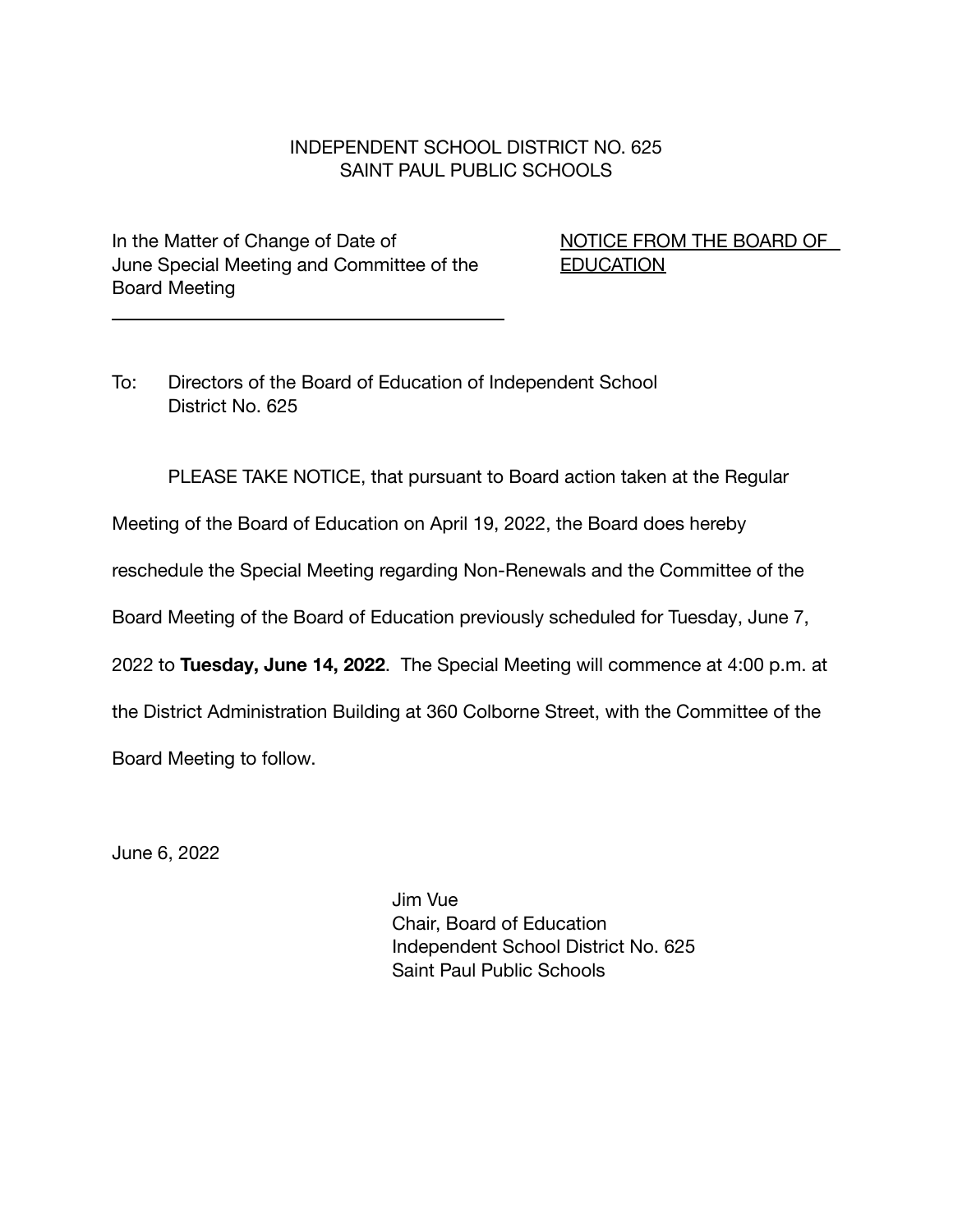INDEPENDENT SCHOOL DISTRICT NO. 625
SAINT PAUL PUBLIC SCHOOLS

In the Matter of Change of Date of June Special Meeting and Committee of the Board Meeting

NOTICE FROM THE BOARD OF EDUCATION

---

To: Directors of the Board of Education of Independent School District No. 625

PLEASE TAKE NOTICE, that pursuant to Board action taken at the Regular Meeting of the Board of Education on April 19, 2022, the Board does hereby reschedule the Special Meeting regarding Non-Renewals and the Committee of the Board Meeting of the Board of Education previously scheduled for Tuesday, June 7, 2022 to **Tuesday, June 14, 2022**. The Special Meeting will commence at 4:00 p.m. at the District Administration Building at 360 Colborne Street, with the Committee of the Board Meeting to follow.

June 6, 2022

Jim Vue
Chair, Board of Education
Independent School District No. 625
Saint Paul Public Schools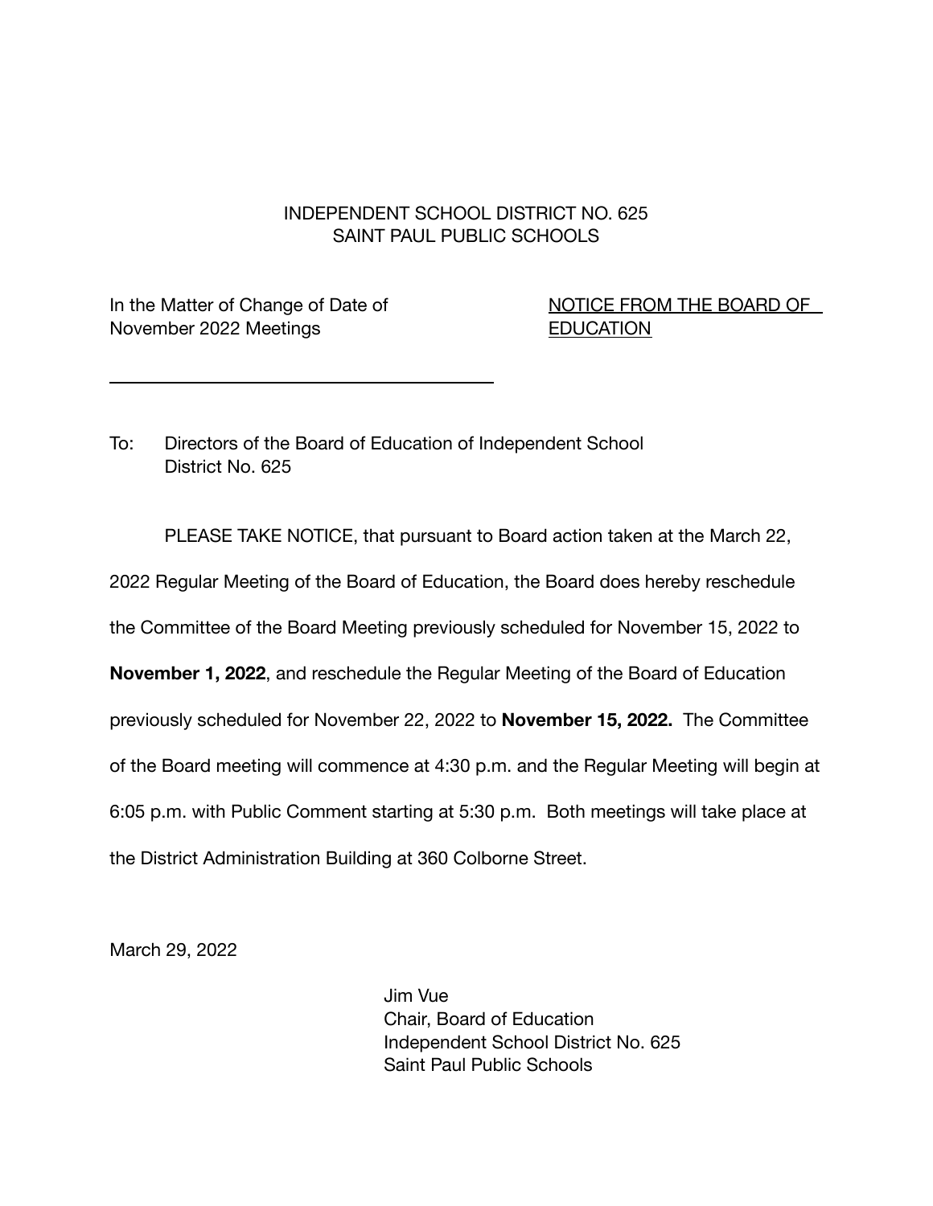INDEPENDENT SCHOOL DISTRICT NO. 625
SAINT PAUL PUBLIC SCHOOLS

In the Matter of Change of Date of November 2022 Meetings

NOTICE FROM THE BOARD OF EDUCATION

---

To: Directors of the Board of Education of Independent School District No. 625

PLEASE TAKE NOTICE, that pursuant to Board action taken at the March 22, 2022 Regular Meeting of the Board of Education, the Board does hereby reschedule the Committee of the Board Meeting previously scheduled for November 15, 2022 to **November 1, 2022**, and reschedule the Regular Meeting of the Board of Education previously scheduled for November 22, 2022 to **November 15, 2022.** The Committee of the Board meeting will commence at 4:30 p.m. and the Regular Meeting will begin at 6:05 p.m. with Public Comment starting at 5:30 p.m. Both meetings will take place at the District Administration Building at 360 Colborne Street.

March 29, 2022

Jim Vue
Chair, Board of Education
Independent School District No. 625
Saint Paul Public Schools